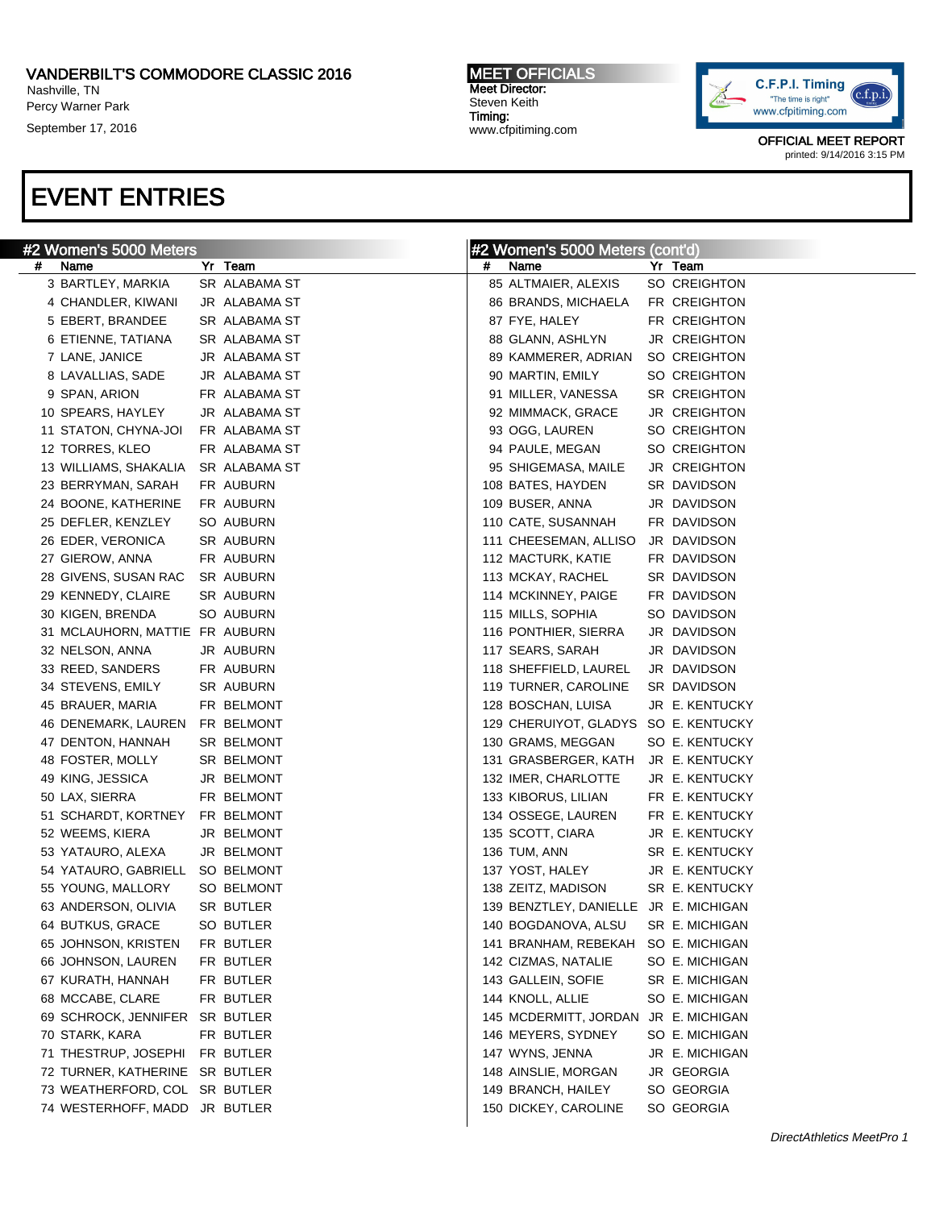# VANDERBILT'S COMMODORE CLASSIC 2016

Nashville, TN
Percy Warner Park
September 17, 2016

**MEET OFFICIALS**
Meet Director:
Steven Keith
Timing:
www.cfpitiming.com

OFFICIAL MEET REPORT
printed: 9/14/2016 3:15 PM

# EVENT ENTRIES

## #2 Women's 5000 Meters

| # | Name | Yr | Team |
|---|---|---|---|
| 3 | BARTLEY, MARKIA | SR | ALABAMA ST |
| 4 | CHANDLER, KIWANI | JR | ALABAMA ST |
| 5 | EBERT, BRANDEE | SR | ALABAMA ST |
| 6 | ETIENNE, TATIANA | SR | ALABAMA ST |
| 7 | LANE, JANICE | JR | ALABAMA ST |
| 8 | LAVALLIAS, SADE | JR | ALABAMA ST |
| 9 | SPAN, ARION | FR | ALABAMA ST |
| 10 | SPEARS, HAYLEY | JR | ALABAMA ST |
| 11 | STATON, CHYNA-JOI | FR | ALABAMA ST |
| 12 | TORRES, KLEO | FR | ALABAMA ST |
| 13 | WILLIAMS, SHAKALIA | SR | ALABAMA ST |
| 23 | BERRYMAN, SARAH | FR | AUBURN |
| 24 | BOONE, KATHERINE | FR | AUBURN |
| 25 | DEFLER, KENZLEY | SO | AUBURN |
| 26 | EDER, VERONICA | SR | AUBURN |
| 27 | GIEROW, ANNA | FR | AUBURN |
| 28 | GIVENS, SUSAN RAC | SR | AUBURN |
| 29 | KENNEDY, CLAIRE | SR | AUBURN |
| 30 | KIGEN, BRENDA | SO | AUBURN |
| 31 | MCLAUHORN, MATTIE | FR | AUBURN |
| 32 | NELSON, ANNA | JR | AUBURN |
| 33 | REED, SANDERS | FR | AUBURN |
| 34 | STEVENS, EMILY | SR | AUBURN |
| 45 | BRAUER, MARIA | FR | BELMONT |
| 46 | DENEMARK, LAUREN | FR | BELMONT |
| 47 | DENTON, HANNAH | SR | BELMONT |
| 48 | FOSTER, MOLLY | SR | BELMONT |
| 49 | KING, JESSICA | JR | BELMONT |
| 50 | LAX, SIERRA | FR | BELMONT |
| 51 | SCHARDT, KORTNEY | FR | BELMONT |
| 52 | WEEMS, KIERA | JR | BELMONT |
| 53 | YATAURO, ALEXA | JR | BELMONT |
| 54 | YATAURO, GABRIELL | SO | BELMONT |
| 55 | YOUNG, MALLORY | SO | BELMONT |
| 63 | ANDERSON, OLIVIA | SR | BUTLER |
| 64 | BUTKUS, GRACE | SO | BUTLER |
| 65 | JOHNSON, KRISTEN | FR | BUTLER |
| 66 | JOHNSON, LAUREN | FR | BUTLER |
| 67 | KURATH, HANNAH | FR | BUTLER |
| 68 | MCCABE, CLARE | FR | BUTLER |
| 69 | SCHROCK, JENNIFER | SR | BUTLER |
| 70 | STARK, KARA | FR | BUTLER |
| 71 | THESTRUP, JOSEPHI | FR | BUTLER |
| 72 | TURNER, KATHERINE | SR | BUTLER |
| 73 | WEATHERFORD, COL | SR | BUTLER |
| 74 | WESTERHOFF, MADD | JR | BUTLER |
| 85 | ALTMAIER, ALEXIS | SO | CREIGHTON |
| 86 | BRANDS, MICHAELA | FR | CREIGHTON |
| 87 | FYE, HALEY | FR | CREIGHTON |
| 88 | GLANN, ASHLYN | JR | CREIGHTON |
| 89 | KAMMERER, ADRIAN | SO | CREIGHTON |
| 90 | MARTIN, EMILY | SO | CREIGHTON |
| 91 | MILLER, VANESSA | SR | CREIGHTON |
| 92 | MIMMACK, GRACE | JR | CREIGHTON |
| 93 | OGG, LAUREN | SO | CREIGHTON |
| 94 | PAULE, MEGAN | SO | CREIGHTON |
| 95 | SHIGEMASA, MAILE | JR | CREIGHTON |
| 108 | BATES, HAYDEN | SR | DAVIDSON |
| 109 | BUSER, ANNA | JR | DAVIDSON |
| 110 | CATE, SUSANNAH | FR | DAVIDSON |
| 111 | CHEESEMAN, ALLISO | JR | DAVIDSON |
| 112 | MACTURK, KATIE | FR | DAVIDSON |
| 113 | MCKAY, RACHEL | SR | DAVIDSON |
| 114 | MCKINNEY, PAIGE | FR | DAVIDSON |
| 115 | MILLS, SOPHIA | SO | DAVIDSON |
| 116 | PONTHIER, SIERRA | JR | DAVIDSON |
| 117 | SEARS, SARAH | JR | DAVIDSON |
| 118 | SHEFFIELD, LAUREL | JR | DAVIDSON |
| 119 | TURNER, CAROLINE | SR | DAVIDSON |
| 128 | BOSCHAN, LUISA | JR | E. KENTUCKY |
| 129 | CHERUIYOT, GLADYS | SO | E. KENTUCKY |
| 130 | GRAMS, MEGGAN | SO | E. KENTUCKY |
| 131 | GRASBERGER, KATH | JR | E. KENTUCKY |
| 132 | IMER, CHARLOTTE | JR | E. KENTUCKY |
| 133 | KIBORUS, LILIAN | FR | E. KENTUCKY |
| 134 | OSSEGE, LAUREN | FR | E. KENTUCKY |
| 135 | SCOTT, CIARA | JR | E. KENTUCKY |
| 136 | TUM, ANN | SR | E. KENTUCKY |
| 137 | YOST, HALEY | JR | E. KENTUCKY |
| 138 | ZEITZ, MADISON | SR | E. KENTUCKY |
| 139 | BENZTLEY, DANIELLE | JR | E. MICHIGAN |
| 140 | BOGDANOVA, ALSU | SR | E. MICHIGAN |
| 141 | BRANHAM, REBEKAH | SO | E. MICHIGAN |
| 142 | CIZMAS, NATALIE | SO | E. MICHIGAN |
| 143 | GALLEIN, SOFIE | SR | E. MICHIGAN |
| 144 | KNOLL, ALLIE | SO | E. MICHIGAN |
| 145 | MCDERMITT, JORDAN | JR | E. MICHIGAN |
| 146 | MEYERS, SYDNEY | SO | E. MICHIGAN |
| 147 | WYNS, JENNA | JR | E. MICHIGAN |
| 148 | AINSLIE, MORGAN | JR | GEORGIA |
| 149 | BRANCH, HAILEY | SO | GEORGIA |
| 150 | DICKEY, CAROLINE | SO | GEORGIA |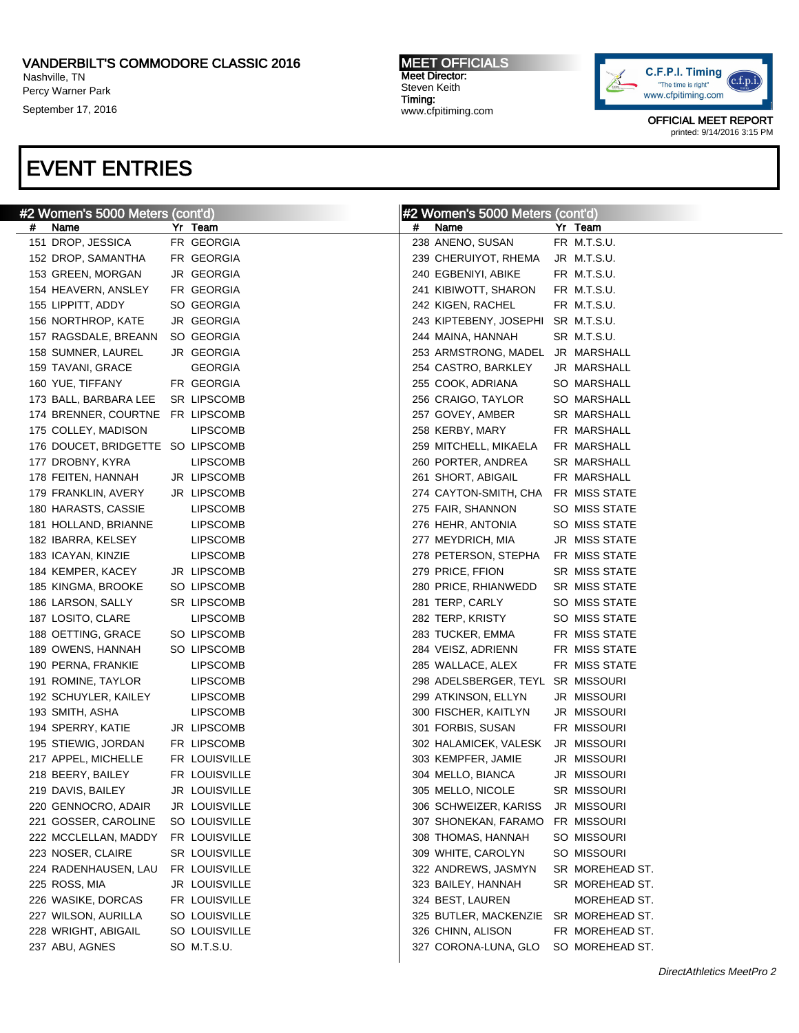VANDERBILT'S COMMODORE CLASSIC 2016
Nashville, TN
Percy Warner Park
September 17, 2016

MEET OFFICIALS
Meet Director:
Steven Keith
Timing:
www.cfpitiming.com

OFFICIAL MEET REPORT
printed: 9/14/2016 3:15 PM

# EVENT ENTRIES

## #2 Women's 5000 Meters (cont'd)

| # | Name | Yr | Team |
|---|---|---|---|
| 151 | DROP, JESSICA | FR | GEORGIA |
| 152 | DROP, SAMANTHA | FR | GEORGIA |
| 153 | GREEN, MORGAN | JR | GEORGIA |
| 154 | HEAVERN, ANSLEY | FR | GEORGIA |
| 155 | LIPPITT, ADDY | SO | GEORGIA |
| 156 | NORTHROP, KATE | JR | GEORGIA |
| 157 | RAGSDALE, BREANN | SO | GEORGIA |
| 158 | SUMNER, LAUREL | JR | GEORGIA |
| 159 | TAVANI, GRACE | | GEORGIA |
| 160 | YUE, TIFFANY | FR | GEORGIA |
| 173 | BALL, BARBARA LEE | SR | LIPSCOMB |
| 174 | BRENNER, COURTNE | FR | LIPSCOMB |
| 175 | COLLEY, MADISON | | LIPSCOMB |
| 176 | DOUCET, BRIDGETTE | SO | LIPSCOMB |
| 177 | DROBNY, KYRA | | LIPSCOMB |
| 178 | FEITEN, HANNAH | JR | LIPSCOMB |
| 179 | FRANKLIN, AVERY | JR | LIPSCOMB |
| 180 | HARASTS, CASSIE | | LIPSCOMB |
| 181 | HOLLAND, BRIANNE | | LIPSCOMB |
| 182 | IBARRA, KELSEY | | LIPSCOMB |
| 183 | ICAYAN, KINZIE | | LIPSCOMB |
| 184 | KEMPER, KACEY | JR | LIPSCOMB |
| 185 | KINGMA, BROOKE | SO | LIPSCOMB |
| 186 | LARSON, SALLY | SR | LIPSCOMB |
| 187 | LOSITO, CLARE | | LIPSCOMB |
| 188 | OETTING, GRACE | SO | LIPSCOMB |
| 189 | OWENS, HANNAH | SO | LIPSCOMB |
| 190 | PERNA, FRANKIE | | LIPSCOMB |
| 191 | ROMINE, TAYLOR | | LIPSCOMB |
| 192 | SCHUYLER, KAILEY | | LIPSCOMB |
| 193 | SMITH, ASHA | | LIPSCOMB |
| 194 | SPERRY, KATIE | JR | LIPSCOMB |
| 195 | STIEWIG, JORDAN | FR | LIPSCOMB |
| 217 | APPEL, MICHELLE | FR | LOUISVILLE |
| 218 | BEERY, BAILEY | FR | LOUISVILLE |
| 219 | DAVIS, BAILEY | JR | LOUISVILLE |
| 220 | GENNOCRO, ADAIR | JR | LOUISVILLE |
| 221 | GOSSER, CAROLINE | SO | LOUISVILLE |
| 222 | MCCLELLAN, MADDY | FR | LOUISVILLE |
| 223 | NOSER, CLAIRE | SR | LOUISVILLE |
| 224 | RADENHAUSEN, LAU | FR | LOUISVILLE |
| 225 | ROSS, MIA | JR | LOUISVILLE |
| 226 | WASIKE, DORCAS | FR | LOUISVILLE |
| 227 | WILSON, AURILLA | SO | LOUISVILLE |
| 228 | WRIGHT, ABIGAIL | SO | LOUISVILLE |
| 237 | ABU, AGNES | SO | M.T.S.U. |
| 238 | ANENO, SUSAN | FR | M.T.S.U. |
| 239 | CHERUIYOT, RHEMA | JR | M.T.S.U. |
| 240 | EGBENIYI, ABIKE | FR | M.T.S.U. |
| 241 | KIBIWOTT, SHARON | FR | M.T.S.U. |
| 242 | KIGEN, RACHEL | FR | M.T.S.U. |
| 243 | KIPTEBENY, JOSEPHI | SR | M.T.S.U. |
| 244 | MAINA, HANNAH | SR | M.T.S.U. |
| 253 | ARMSTRONG, MADEL | JR | MARSHALL |
| 254 | CASTRO, BARKLEY | JR | MARSHALL |
| 255 | COOK, ADRIANA | SO | MARSHALL |
| 256 | CRAIGO, TAYLOR | SO | MARSHALL |
| 257 | GOVEY, AMBER | SR | MARSHALL |
| 258 | KERBY, MARY | FR | MARSHALL |
| 259 | MITCHELL, MIKAELA | FR | MARSHALL |
| 260 | PORTER, ANDREA | SR | MARSHALL |
| 261 | SHORT, ABIGAIL | FR | MARSHALL |
| 274 | CAYTON-SMITH, CHA | FR | MISS STATE |
| 275 | FAIR, SHANNON | SO | MISS STATE |
| 276 | HEHR, ANTONIA | SO | MISS STATE |
| 277 | MEYDRICH, MIA | JR | MISS STATE |
| 278 | PETERSON, STEPHA | FR | MISS STATE |
| 279 | PRICE, FFION | SR | MISS STATE |
| 280 | PRICE, RHIANWEDD | SR | MISS STATE |
| 281 | TERP, CARLY | SO | MISS STATE |
| 282 | TERP, KRISTY | SO | MISS STATE |
| 283 | TUCKER, EMMA | FR | MISS STATE |
| 284 | VEISZ, ADRIENN | FR | MISS STATE |
| 285 | WALLACE, ALEX | FR | MISS STATE |
| 298 | ADELSBERGER, TEYL | SR | MISSOURI |
| 299 | ATKINSON, ELLYN | JR | MISSOURI |
| 300 | FISCHER, KAITLYN | JR | MISSOURI |
| 301 | FORBIS, SUSAN | FR | MISSOURI |
| 302 | HALAMICEK, VALESK | JR | MISSOURI |
| 303 | KEMPFER, JAMIE | JR | MISSOURI |
| 304 | MELLO, BIANCA | JR | MISSOURI |
| 305 | MELLO, NICOLE | SR | MISSOURI |
| 306 | SCHWEIZER, KARISS | JR | MISSOURI |
| 307 | SHONEKAN, FARAMO | FR | MISSOURI |
| 308 | THOMAS, HANNAH | SO | MISSOURI |
| 309 | WHITE, CAROLYN | SO | MISSOURI |
| 322 | ANDREWS, JASMYN | SR | MOREHEAD ST. |
| 323 | BAILEY, HANNAH | SR | MOREHEAD ST. |
| 324 | BEST, LAUREN | | MOREHEAD ST. |
| 325 | BUTLER, MACKENZIE | SR | MOREHEAD ST. |
| 326 | CHINN, ALISON | FR | MOREHEAD ST. |
| 327 | CORONA-LUNA, GLO | SO | MOREHEAD ST. |

DirectAthletics MeetPro 2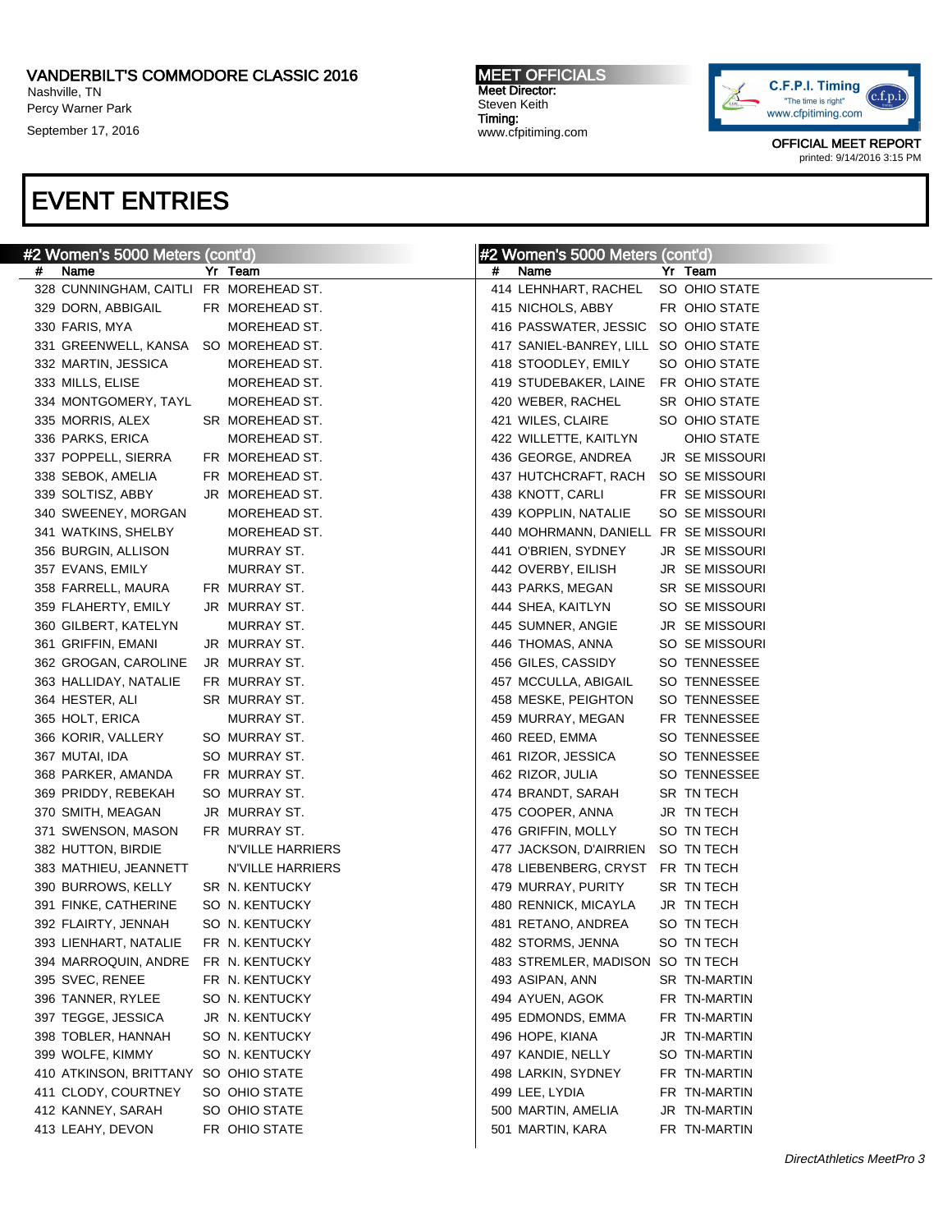VANDERBILT'S COMMODORE CLASSIC 2016
Nashville, TN
Percy Warner Park
September 17, 2016

MEET OFFICIALS
Meet Director:
Steven Keith
Timing:
www.cfpitiming.com

OFFICIAL MEET REPORT
printed: 9/14/2016 3:15 PM

# EVENT ENTRIES

## #2 Women's 5000 Meters (cont'd)

| # | Name | Yr | Team |
|---|---|---|---|
| 328 | CUNNINGHAM, CAITLI | FR | MOREHEAD ST. |
| 329 | DORN, ABBIGAIL | FR | MOREHEAD ST. |
| 330 | FARIS, MYA | | MOREHEAD ST. |
| 331 | GREENWELL, KANSA | SO | MOREHEAD ST. |
| 332 | MARTIN, JESSICA | | MOREHEAD ST. |
| 333 | MILLS, ELISE | | MOREHEAD ST. |
| 334 | MONTGOMERY, TAYL | | MOREHEAD ST. |
| 335 | MORRIS, ALEX | SR | MOREHEAD ST. |
| 336 | PARKS, ERICA | | MOREHEAD ST. |
| 337 | POPPELL, SIERRA | FR | MOREHEAD ST. |
| 338 | SEBOK, AMELIA | FR | MOREHEAD ST. |
| 339 | SOLTISZ, ABBY | JR | MOREHEAD ST. |
| 340 | SWEENEY, MORGAN | | MOREHEAD ST. |
| 341 | WATKINS, SHELBY | | MOREHEAD ST. |
| 356 | BURGIN, ALLISON | | MURRAY ST. |
| 357 | EVANS, EMILY | | MURRAY ST. |
| 358 | FARRELL, MAURA | FR | MURRAY ST. |
| 359 | FLAHERTY, EMILY | JR | MURRAY ST. |
| 360 | GILBERT, KATELYN | | MURRAY ST. |
| 361 | GRIFFIN, EMANI | JR | MURRAY ST. |
| 362 | GROGAN, CAROLINE | JR | MURRAY ST. |
| 363 | HALLIDAY, NATALIE | FR | MURRAY ST. |
| 364 | HESTER, ALI | SR | MURRAY ST. |
| 365 | HOLT, ERICA | | MURRAY ST. |
| 366 | KORIR, VALLERY | SO | MURRAY ST. |
| 367 | MUTAI, IDA | SO | MURRAY ST. |
| 368 | PARKER, AMANDA | FR | MURRAY ST. |
| 369 | PRIDDY, REBEKAH | SO | MURRAY ST. |
| 370 | SMITH, MEAGAN | JR | MURRAY ST. |
| 371 | SWENSON, MASON | FR | MURRAY ST. |
| 382 | HUTTON, BIRDIE | | N'VILLE HARRIERS |
| 383 | MATHIEU, JEANNETT | | N'VILLE HARRIERS |
| 390 | BURROWS, KELLY | SR | N. KENTUCKY |
| 391 | FINKE, CATHERINE | SO | N. KENTUCKY |
| 392 | FLAIRTY, JENNAH | SO | N. KENTUCKY |
| 393 | LIENHART, NATALIE | FR | N. KENTUCKY |
| 394 | MARROQUIN, ANDRE | FR | N. KENTUCKY |
| 395 | SVEC, RENEE | FR | N. KENTUCKY |
| 396 | TANNER, RYLEE | SO | N. KENTUCKY |
| 397 | TEGGE, JESSICA | JR | N. KENTUCKY |
| 398 | TOBLER, HANNAH | SO | N. KENTUCKY |
| 399 | WOLFE, KIMMY | SO | N. KENTUCKY |
| 410 | ATKINSON, BRITTANY | SO | OHIO STATE |
| 411 | CLODY, COURTNEY | SO | OHIO STATE |
| 412 | KANNEY, SARAH | SO | OHIO STATE |
| 413 | LEAHY, DEVON | FR | OHIO STATE |
| 414 | LEHNHART, RACHEL | SO | OHIO STATE |
| 415 | NICHOLS, ABBY | FR | OHIO STATE |
| 416 | PASSWATER, JESSIC | SO | OHIO STATE |
| 417 | SANIEL-BANREY, LILL | SO | OHIO STATE |
| 418 | STOODLEY, EMILY | SO | OHIO STATE |
| 419 | STUDEBAKER, LAINE | FR | OHIO STATE |
| 420 | WEBER, RACHEL | SR | OHIO STATE |
| 421 | WILES, CLAIRE | SO | OHIO STATE |
| 422 | WILLETTE, KAITLYN | | OHIO STATE |
| 436 | GEORGE, ANDREA | JR | SE MISSOURI |
| 437 | HUTCHCRAFT, RACH | SO | SE MISSOURI |
| 438 | KNOTT, CARLI | FR | SE MISSOURI |
| 439 | KOPPLIN, NATALIE | SO | SE MISSOURI |
| 440 | MOHRMANN, DANIELL | FR | SE MISSOURI |
| 441 | O'BRIEN, SYDNEY | JR | SE MISSOURI |
| 442 | OVERBY, EILISH | JR | SE MISSOURI |
| 443 | PARKS, MEGAN | SR | SE MISSOURI |
| 444 | SHEA, KAITLYN | SO | SE MISSOURI |
| 445 | SUMNER, ANGIE | JR | SE MISSOURI |
| 446 | THOMAS, ANNA | SO | SE MISSOURI |
| 456 | GILES, CASSIDY | SO | TENNESSEE |
| 457 | MCCULLA, ABIGAIL | SO | TENNESSEE |
| 458 | MESKE, PEIGHTON | SO | TENNESSEE |
| 459 | MURRAY, MEGAN | FR | TENNESSEE |
| 460 | REED, EMMA | SO | TENNESSEE |
| 461 | RIZOR, JESSICA | SO | TENNESSEE |
| 462 | RIZOR, JULIA | SO | TENNESSEE |
| 474 | BRANDT, SARAH | SR | TN TECH |
| 475 | COOPER, ANNA | JR | TN TECH |
| 476 | GRIFFIN, MOLLY | SO | TN TECH |
| 477 | JACKSON, D'AIRRIEN | SO | TN TECH |
| 478 | LIEBENBERG, CRYST | FR | TN TECH |
| 479 | MURRAY, PURITY | SR | TN TECH |
| 480 | RENNICK, MICAYLA | JR | TN TECH |
| 481 | RETANO, ANDREA | SO | TN TECH |
| 482 | STORMS, JENNA | SO | TN TECH |
| 483 | STREMLER, MADISON | SO | TN TECH |
| 493 | ASIPAN, ANN | SR | TN-MARTIN |
| 494 | AYUEN, AGOK | FR | TN-MARTIN |
| 495 | EDMONDS, EMMA | FR | TN-MARTIN |
| 496 | HOPE, KIANA | JR | TN-MARTIN |
| 497 | KANDIE, NELLY | SO | TN-MARTIN |
| 498 | LARKIN, SYDNEY | FR | TN-MARTIN |
| 499 | LEE, LYDIA | FR | TN-MARTIN |
| 500 | MARTIN, AMELIA | JR | TN-MARTIN |
| 501 | MARTIN, KARA | FR | TN-MARTIN |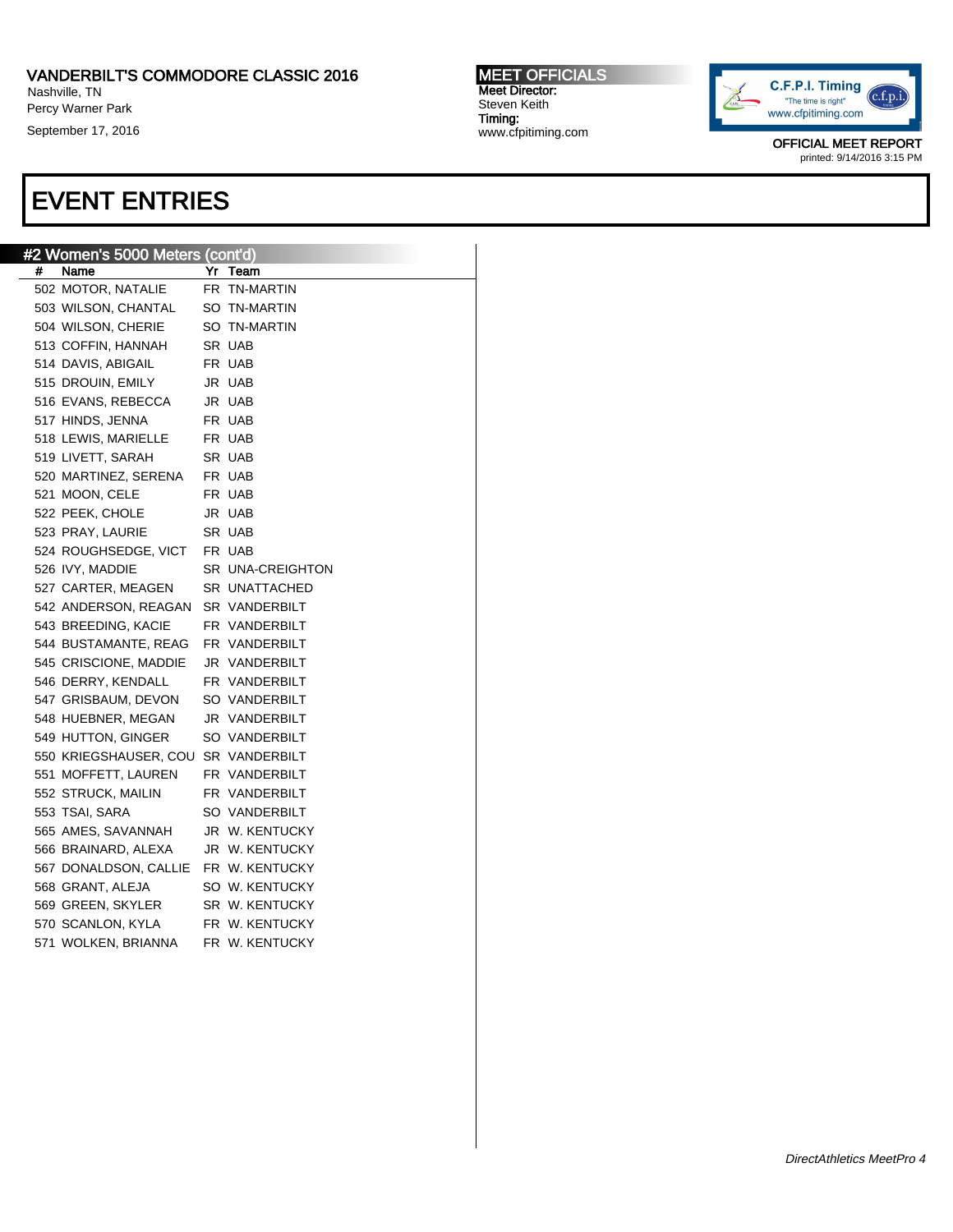VANDERBILT'S COMMODORE CLASSIC 2016
Nashville, TN
Percy Warner Park
September 17, 2016

MEET OFFICIALS
Meet Director:
Steven Keith
Timing:
www.cfpitiming.com

OFFICIAL MEET REPORT
printed: 9/14/2016 3:15 PM

# EVENT ENTRIES

## #2 Women's 5000 Meters (cont'd)

| # | Name | Yr | Team |
|---|---|---|---|
| 502 | MOTOR, NATALIE | FR | TN-MARTIN |
| 503 | WILSON, CHANTAL | SO | TN-MARTIN |
| 504 | WILSON, CHERIE | SO | TN-MARTIN |
| 513 | COFFIN, HANNAH | SR | UAB |
| 514 | DAVIS, ABIGAIL | FR | UAB |
| 515 | DROUIN, EMILY | JR | UAB |
| 516 | EVANS, REBECCA | JR | UAB |
| 517 | HINDS, JENNA | FR | UAB |
| 518 | LEWIS, MARIELLE | FR | UAB |
| 519 | LIVETT, SARAH | SR | UAB |
| 520 | MARTINEZ, SERENA | FR | UAB |
| 521 | MOON, CELE | FR | UAB |
| 522 | PEEK, CHOLE | JR | UAB |
| 523 | PRAY, LAURIE | SR | UAB |
| 524 | ROUGHSEDGE, VICT | FR | UAB |
| 526 | IVY, MADDIE | SR | UNA-CREIGHTON |
| 527 | CARTER, MEAGEN | SR | UNATTACHED |
| 542 | ANDERSON, REAGAN | SR | VANDERBILT |
| 543 | BREEDING, KACIE | FR | VANDERBILT |
| 544 | BUSTAMANTE, REAG | FR | VANDERBILT |
| 545 | CRISCIONE, MADDIE | JR | VANDERBILT |
| 546 | DERRY, KENDALL | FR | VANDERBILT |
| 547 | GRISBAUM, DEVON | SO | VANDERBILT |
| 548 | HUEBNER, MEGAN | JR | VANDERBILT |
| 549 | HUTTON, GINGER | SO | VANDERBILT |
| 550 | KRIEGSHAUSER, COU | SR | VANDERBILT |
| 551 | MOFFETT, LAUREN | FR | VANDERBILT |
| 552 | STRUCK, MAILIN | FR | VANDERBILT |
| 553 | TSAI, SARA | SO | VANDERBILT |
| 565 | AMES, SAVANNAH | JR | W. KENTUCKY |
| 566 | BRAINARD, ALEXA | JR | W. KENTUCKY |
| 567 | DONALDSON, CALLIE | FR | W. KENTUCKY |
| 568 | GRANT, ALEJA | SO | W. KENTUCKY |
| 569 | GREEN, SKYLER | SR | W. KENTUCKY |
| 570 | SCANLON, KYLA | FR | W. KENTUCKY |
| 571 | WOLKEN, BRIANNA | FR | W. KENTUCKY |